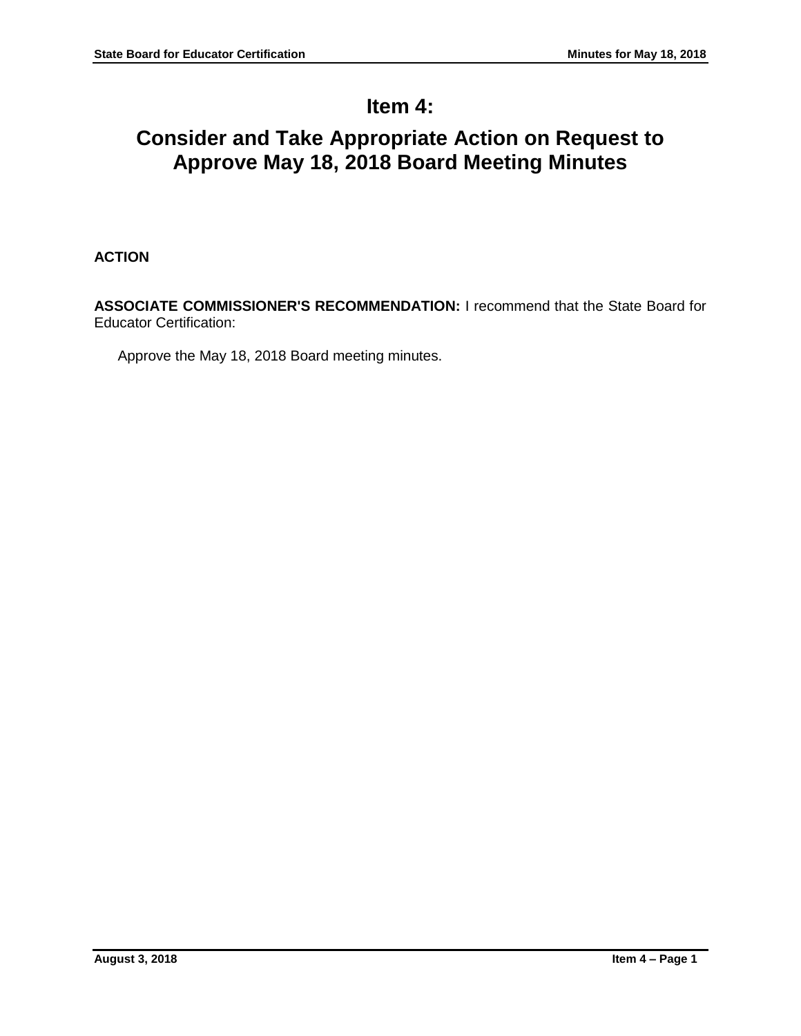# Item 4:

# Consider and Take Appropriate Action on Request to Approve May 18, 2018 Board Meeting Minutes

**ACTION**

**ASSOCIATE COMMISSIONER'S RECOMMENDATION:** I recommend that the State Board for Educator Certification:

Approve the May 18, 2018 Board meeting minutes.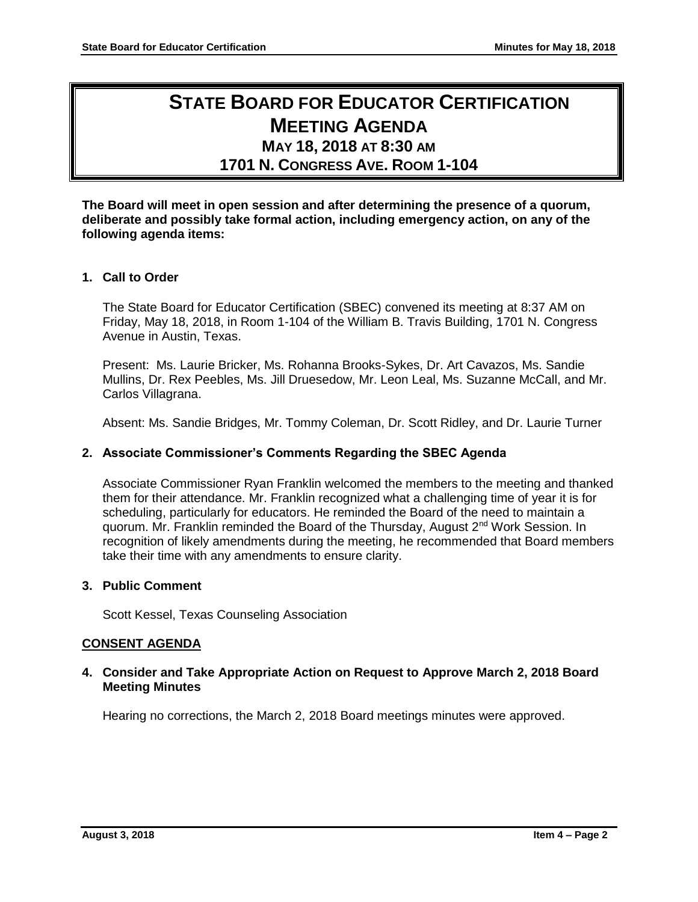# STATE BOARD FOR EDUCATOR CERTIFICATION MEETING AGENDA

## MAY 18, 2018 AT 8:30 AM

## 1701 N. CONGRESS AVE. ROOM 1-104

**The Board will meet in open session and after determining the presence of a quorum, deliberate and possibly take formal action, including emergency action, on any of the following agenda items:**

### 1. Call to Order

The State Board for Educator Certification (SBEC) convened its meeting at 8:37 AM on Friday, May 18, 2018, in Room 1-104 of the William B. Travis Building, 1701 N. Congress Avenue in Austin, Texas.

Present: Ms. Laurie Bricker, Ms. Rohanna Brooks-Sykes, Dr. Art Cavazos, Ms. Sandie Mullins, Dr. Rex Peebles, Ms. Jill Druesedow, Mr. Leon Leal, Ms. Suzanne McCall, and Mr. Carlos Villagrana.

Absent: Ms. Sandie Bridges, Mr. Tommy Coleman, Dr. Scott Ridley, and Dr. Laurie Turner

### 2. Associate Commissioner's Comments Regarding the SBEC Agenda

Associate Commissioner Ryan Franklin welcomed the members to the meeting and thanked them for their attendance. Mr. Franklin recognized what a challenging time of year it is for scheduling, particularly for educators. He reminded the Board of the need to maintain a quorum. Mr. Franklin reminded the Board of the Thursday, August 2nd Work Session. In recognition of likely amendments during the meeting, he recommended that Board members take their time with any amendments to ensure clarity.

### 3. Public Comment

Scott Kessel, Texas Counseling Association

### CONSENT AGENDA

### 4. Consider and Take Appropriate Action on Request to Approve March 2, 2018 Board Meeting Minutes

Hearing no corrections, the March 2, 2018 Board meetings minutes were approved.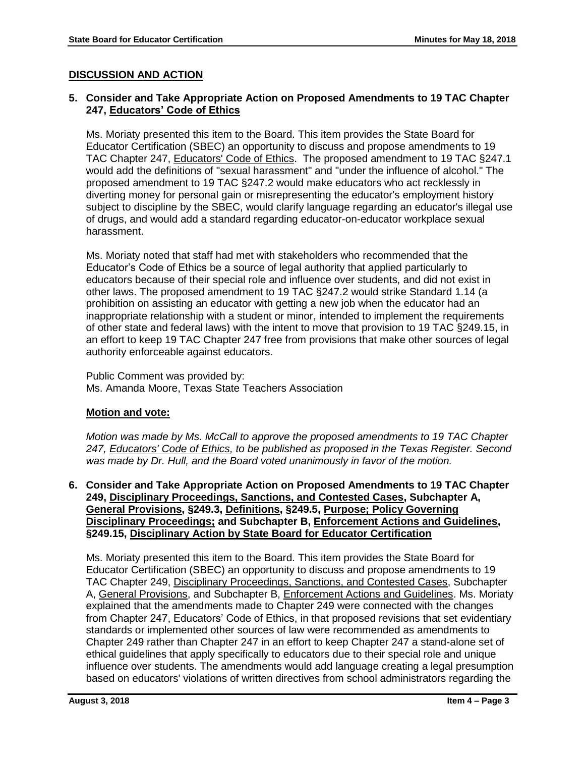## DISCUSSION AND ACTION

### 5. Consider and Take Appropriate Action on Proposed Amendments to 19 TAC Chapter 247, Educators' Code of Ethics

Ms. Moriaty presented this item to the Board. This item provides the State Board for Educator Certification (SBEC) an opportunity to discuss and propose amendments to 19 TAC Chapter 247, Educators' Code of Ethics. The proposed amendment to 19 TAC §247.1 would add the definitions of "sexual harassment" and "under the influence of alcohol." The proposed amendment to 19 TAC §247.2 would make educators who act recklessly in diverting money for personal gain or misrepresenting the educator's employment history subject to discipline by the SBEC, would clarify language regarding an educator's illegal use of drugs, and would add a standard regarding educator-on-educator workplace sexual harassment.

Ms. Moriaty noted that staff had met with stakeholders who recommended that the Educator's Code of Ethics be a source of legal authority that applied particularly to educators because of their special role and influence over students, and did not exist in other laws. The proposed amendment to 19 TAC §247.2 would strike Standard 1.14 (a prohibition on assisting an educator with getting a new job when the educator had an inappropriate relationship with a student or minor, intended to implement the requirements of other state and federal laws) with the intent to move that provision to 19 TAC §249.15, in an effort to keep 19 TAC Chapter 247 free from provisions that make other sources of legal authority enforceable against educators.

Public Comment was provided by:
Ms. Amanda Moore, Texas State Teachers Association

**Motion and vote:**

*Motion was made by Ms. McCall to approve the proposed amendments to 19 TAC Chapter 247, Educators' Code of Ethics, to be published as proposed in the Texas Register. Second was made by Dr. Hull, and the Board voted unanimously in favor of the motion.*

### 6. Consider and Take Appropriate Action on Proposed Amendments to 19 TAC Chapter 249, Disciplinary Proceedings, Sanctions, and Contested Cases, Subchapter A, General Provisions, §249.3, Definitions, §249.5, Purpose; Policy Governing Disciplinary Proceedings; and Subchapter B, Enforcement Actions and Guidelines, §249.15, Disciplinary Action by State Board for Educator Certification

Ms. Moriaty presented this item to the Board. This item provides the State Board for Educator Certification (SBEC) an opportunity to discuss and propose amendments to 19 TAC Chapter 249, Disciplinary Proceedings, Sanctions, and Contested Cases, Subchapter A, General Provisions, and Subchapter B, Enforcement Actions and Guidelines. Ms. Moriaty explained that the amendments made to Chapter 249 were connected with the changes from Chapter 247, Educators' Code of Ethics, in that proposed revisions that set evidentiary standards or implemented other sources of law were recommended as amendments to Chapter 249 rather than Chapter 247 in an effort to keep Chapter 247 a stand-alone set of ethical guidelines that apply specifically to educators due to their special role and unique influence over students. The amendments would add language creating a legal presumption based on educators' violations of written directives from school administrators regarding the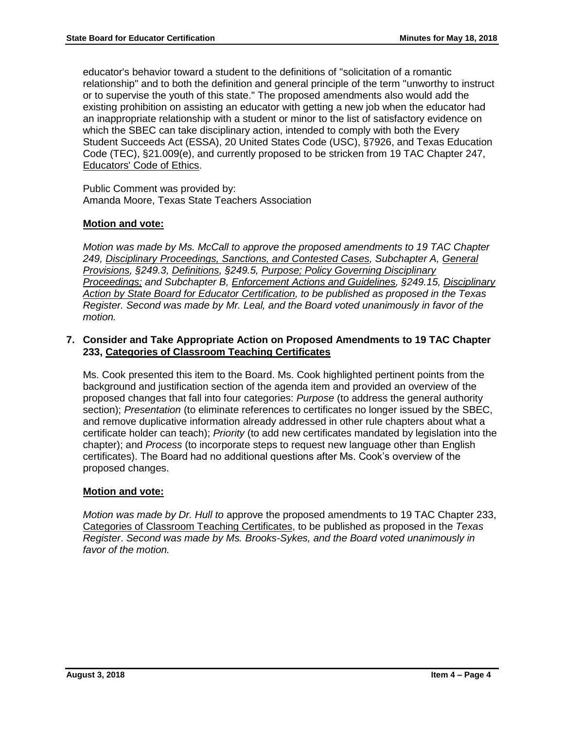educator's behavior toward a student to the definitions of "solicitation of a romantic relationship" and to both the definition and general principle of the term "unworthy to instruct or to supervise the youth of this state." The proposed amendments also would add the existing prohibition on assisting an educator with getting a new job when the educator had an inappropriate relationship with a student or minor to the list of satisfactory evidence on which the SBEC can take disciplinary action, intended to comply with both the Every Student Succeeds Act (ESSA), 20 United States Code (USC), §7926, and Texas Education Code (TEC), §21.009(e), and currently proposed to be stricken from 19 TAC Chapter 247, Educators' Code of Ethics.

Public Comment was provided by:
Amanda Moore, Texas State Teachers Association

**Motion and vote:**

*Motion was made by Ms. McCall to approve the proposed amendments to 19 TAC Chapter 249, Disciplinary Proceedings, Sanctions, and Contested Cases, Subchapter A, General Provisions, §249.3, Definitions, §249.5, Purpose; Policy Governing Disciplinary Proceedings; and Subchapter B, Enforcement Actions and Guidelines, §249.15, Disciplinary Action by State Board for Educator Certification, to be published as proposed in the Texas Register. Second was made by Mr. Leal, and the Board voted unanimously in favor of the motion.*

**7. Consider and Take Appropriate Action on Proposed Amendments to 19 TAC Chapter 233, Categories of Classroom Teaching Certificates**

Ms. Cook presented this item to the Board. Ms. Cook highlighted pertinent points from the background and justification section of the agenda item and provided an overview of the proposed changes that fall into four categories: *Purpose* (to address the general authority section); *Presentation* (to eliminate references to certificates no longer issued by the SBEC, and remove duplicative information already addressed in other rule chapters about what a certificate holder can teach); *Priority* (to add new certificates mandated by legislation into the chapter); and *Process* (to incorporate steps to request new language other than English certificates). The Board had no additional questions after Ms. Cook's overview of the proposed changes.

**Motion and vote:**

*Motion was made by Dr. Hull to* approve the proposed amendments to 19 TAC Chapter 233, Categories of Classroom Teaching Certificates, to be published as proposed in the *Texas Register*. *Second was made by Ms. Brooks-Sykes, and the Board voted unanimously in favor of the motion.*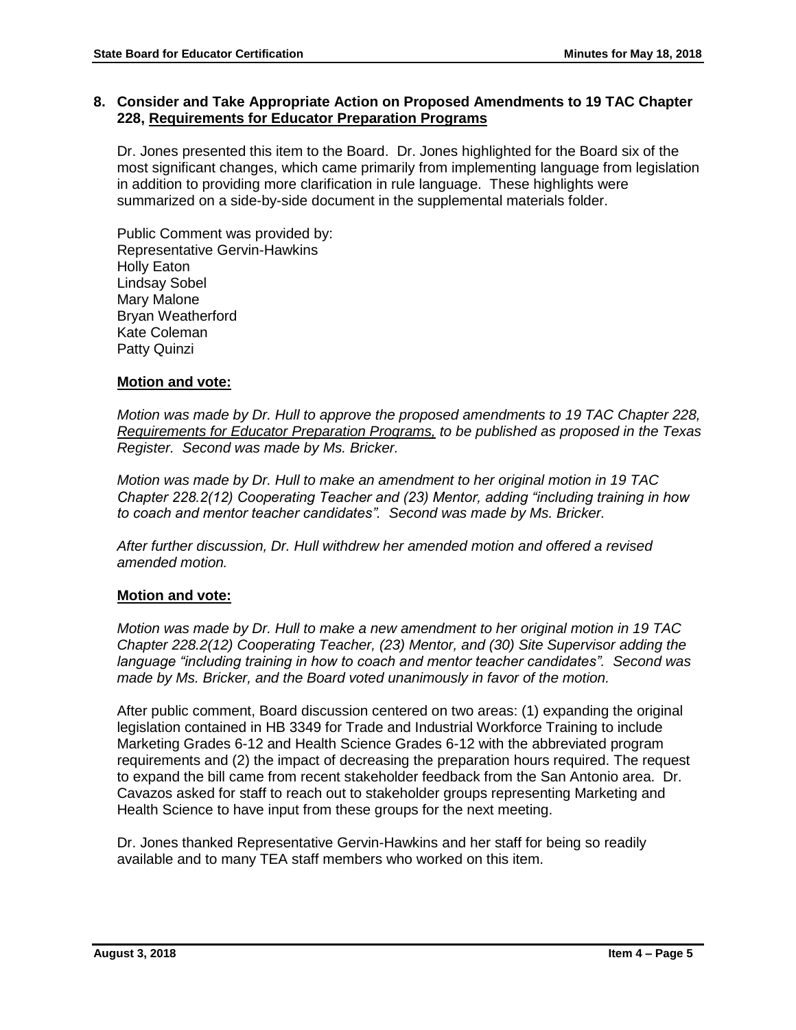## 8. Consider and Take Appropriate Action on Proposed Amendments to 19 TAC Chapter 228, Requirements for Educator Preparation Programs

Dr. Jones presented this item to the Board. Dr. Jones highlighted for the Board six of the most significant changes, which came primarily from implementing language from legislation in addition to providing more clarification in rule language. These highlights were summarized on a side-by-side document in the supplemental materials folder.

Public Comment was provided by:
Representative Gervin-Hawkins
Holly Eaton
Lindsay Sobel
Mary Malone
Bryan Weatherford
Kate Coleman
Patty Quinzi

**Motion and vote:**

*Motion was made by Dr. Hull to approve the proposed amendments to 19 TAC Chapter 228, Requirements for Educator Preparation Programs, to be published as proposed in the Texas Register. Second was made by Ms. Bricker.*

*Motion was made by Dr. Hull to make an amendment to her original motion in 19 TAC Chapter 228.2(12) Cooperating Teacher and (23) Mentor, adding "including training in how to coach and mentor teacher candidates". Second was made by Ms. Bricker.*

*After further discussion, Dr. Hull withdrew her amended motion and offered a revised amended motion.*

**Motion and vote:**

*Motion was made by Dr. Hull to make a new amendment to her original motion in 19 TAC Chapter 228.2(12) Cooperating Teacher, (23) Mentor, and (30) Site Supervisor adding the language "including training in how to coach and mentor teacher candidates". Second was made by Ms. Bricker, and the Board voted unanimously in favor of the motion.*

After public comment, Board discussion centered on two areas: (1) expanding the original legislation contained in HB 3349 for Trade and Industrial Workforce Training to include Marketing Grades 6-12 and Health Science Grades 6-12 with the abbreviated program requirements and (2) the impact of decreasing the preparation hours required. The request to expand the bill came from recent stakeholder feedback from the San Antonio area. Dr. Cavazos asked for staff to reach out to stakeholder groups representing Marketing and Health Science to have input from these groups for the next meeting.

Dr. Jones thanked Representative Gervin-Hawkins and her staff for being so readily available and to many TEA staff members who worked on this item.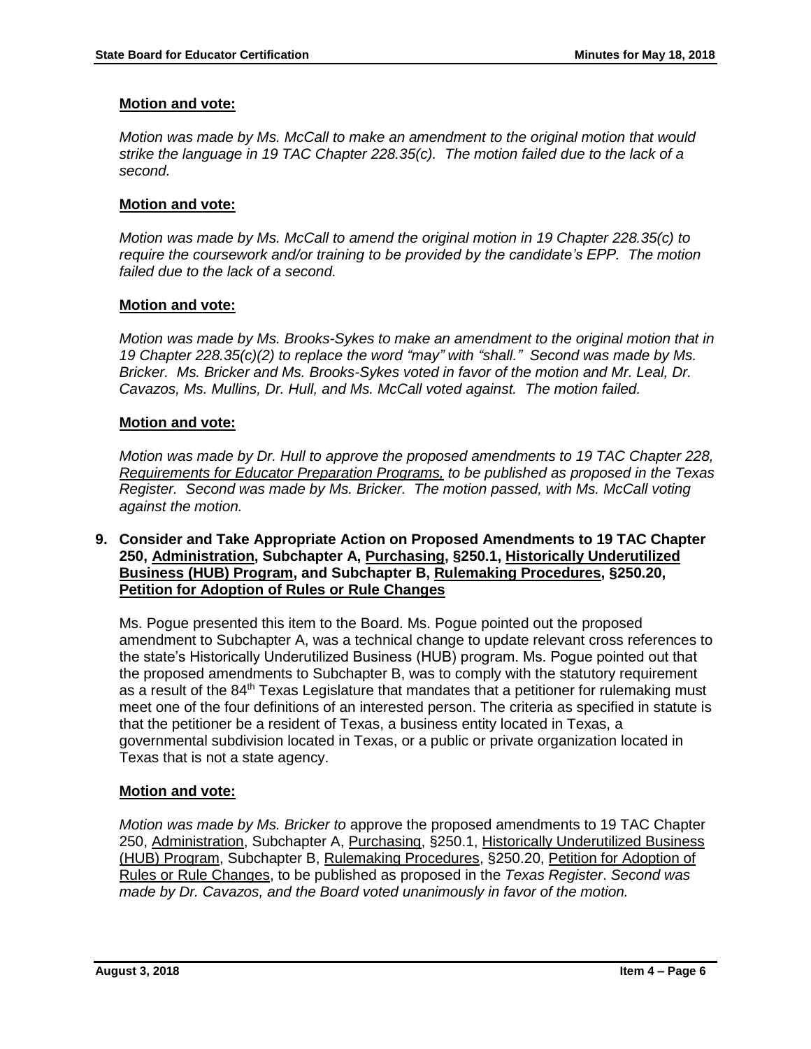**Motion and vote:**

*Motion was made by Ms. McCall to make an amendment to the original motion that would strike the language in 19 TAC Chapter 228.35(c). The motion failed due to the lack of a second.*

**Motion and vote:**

*Motion was made by Ms. McCall to amend the original motion in 19 Chapter 228.35(c) to require the coursework and/or training to be provided by the candidate's EPP. The motion failed due to the lack of a second.*

**Motion and vote:**

*Motion was made by Ms. Brooks-Sykes to make an amendment to the original motion that in 19 Chapter 228.35(c)(2) to replace the word "may" with "shall." Second was made by Ms. Bricker. Ms. Bricker and Ms. Brooks-Sykes voted in favor of the motion and Mr. Leal, Dr. Cavazos, Ms. Mullins, Dr. Hull, and Ms. McCall voted against. The motion failed.*

**Motion and vote:**

*Motion was made by Dr. Hull to approve the proposed amendments to 19 TAC Chapter 228, Requirements for Educator Preparation Programs, to be published as proposed in the Texas Register. Second was made by Ms. Bricker. The motion passed, with Ms. McCall voting against the motion.*

**9. Consider and Take Appropriate Action on Proposed Amendments to 19 TAC Chapter 250, Administration, Subchapter A, Purchasing, §250.1, Historically Underutilized Business (HUB) Program, and Subchapter B, Rulemaking Procedures, §250.20, Petition for Adoption of Rules or Rule Changes**

Ms. Pogue presented this item to the Board. Ms. Pogue pointed out the proposed amendment to Subchapter A, was a technical change to update relevant cross references to the state's Historically Underutilized Business (HUB) program. Ms. Pogue pointed out that the proposed amendments to Subchapter B, was to comply with the statutory requirement as a result of the 84th Texas Legislature that mandates that a petitioner for rulemaking must meet one of the four definitions of an interested person. The criteria as specified in statute is that the petitioner be a resident of Texas, a business entity located in Texas, a governmental subdivision located in Texas, or a public or private organization located in Texas that is not a state agency.

**Motion and vote:**

*Motion was made by Ms. Bricker to* approve the proposed amendments to 19 TAC Chapter 250, Administration, Subchapter A, Purchasing, §250.1, Historically Underutilized Business (HUB) Program, Subchapter B, Rulemaking Procedures, §250.20, Petition for Adoption of Rules or Rule Changes, to be published as proposed in the *Texas Register*. *Second was made by Dr. Cavazos, and the Board voted unanimously in favor of the motion.*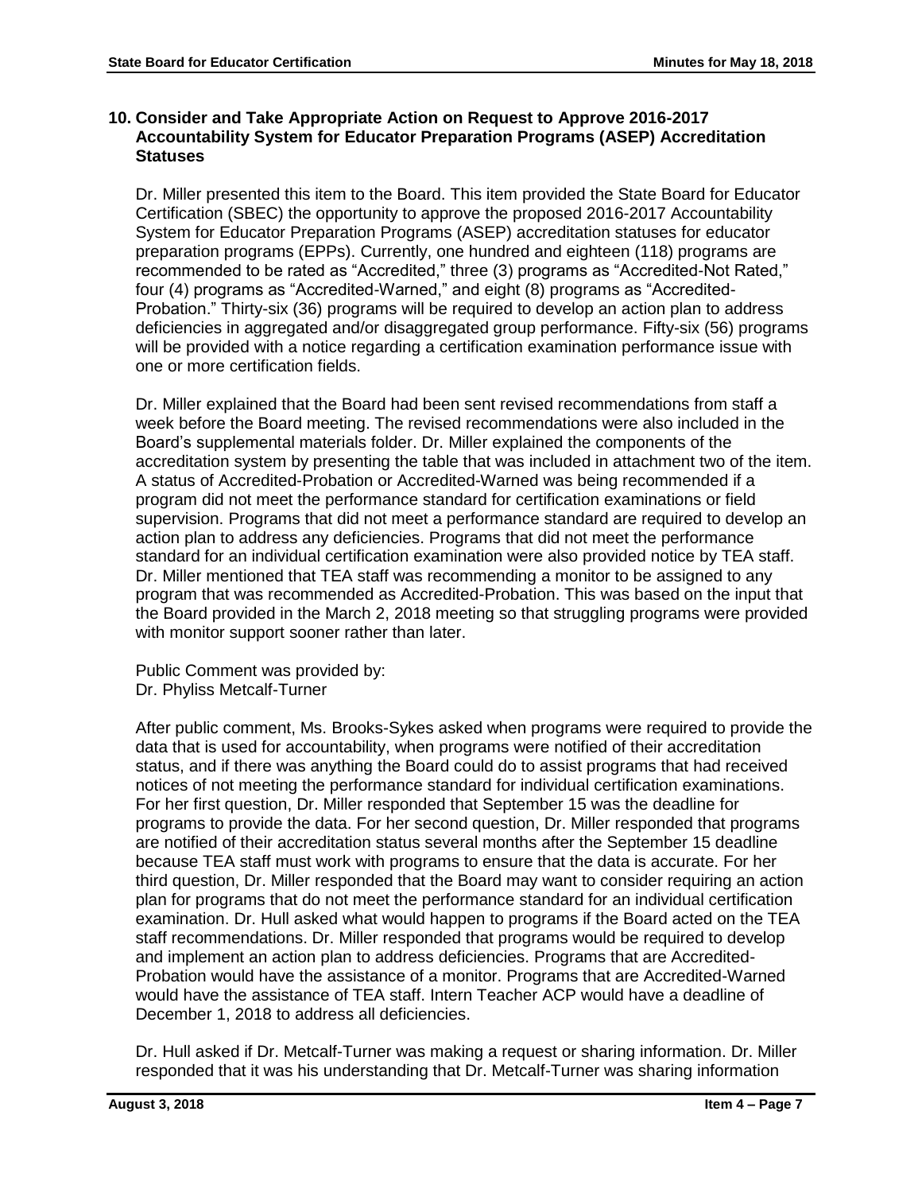## 10. Consider and Take Appropriate Action on Request to Approve 2016-2017 Accountability System for Educator Preparation Programs (ASEP) Accreditation Statuses

Dr. Miller presented this item to the Board. This item provided the State Board for Educator Certification (SBEC) the opportunity to approve the proposed 2016-2017 Accountability System for Educator Preparation Programs (ASEP) accreditation statuses for educator preparation programs (EPPs). Currently, one hundred and eighteen (118) programs are recommended to be rated as "Accredited," three (3) programs as "Accredited-Not Rated," four (4) programs as "Accredited-Warned," and eight (8) programs as "Accredited-Probation." Thirty-six (36) programs will be required to develop an action plan to address deficiencies in aggregated and/or disaggregated group performance. Fifty-six (56) programs will be provided with a notice regarding a certification examination performance issue with one or more certification fields.

Dr. Miller explained that the Board had been sent revised recommendations from staff a week before the Board meeting. The revised recommendations were also included in the Board's supplemental materials folder. Dr. Miller explained the components of the accreditation system by presenting the table that was included in attachment two of the item. A status of Accredited-Probation or Accredited-Warned was being recommended if a program did not meet the performance standard for certification examinations or field supervision. Programs that did not meet a performance standard are required to develop an action plan to address any deficiencies. Programs that did not meet the performance standard for an individual certification examination were also provided notice by TEA staff. Dr. Miller mentioned that TEA staff was recommending a monitor to be assigned to any program that was recommended as Accredited-Probation. This was based on the input that the Board provided in the March 2, 2018 meeting so that struggling programs were provided with monitor support sooner rather than later.

Public Comment was provided by:
Dr. Phyliss Metcalf-Turner

After public comment, Ms. Brooks-Sykes asked when programs were required to provide the data that is used for accountability, when programs were notified of their accreditation status, and if there was anything the Board could do to assist programs that had received notices of not meeting the performance standard for individual certification examinations. For her first question, Dr. Miller responded that September 15 was the deadline for programs to provide the data. For her second question, Dr. Miller responded that programs are notified of their accreditation status several months after the September 15 deadline because TEA staff must work with programs to ensure that the data is accurate. For her third question, Dr. Miller responded that the Board may want to consider requiring an action plan for programs that do not meet the performance standard for an individual certification examination. Dr. Hull asked what would happen to programs if the Board acted on the TEA staff recommendations. Dr. Miller responded that programs would be required to develop and implement an action plan to address deficiencies. Programs that are Accredited-Probation would have the assistance of a monitor. Programs that are Accredited-Warned would have the assistance of TEA staff. Intern Teacher ACP would have a deadline of December 1, 2018 to address all deficiencies.

Dr. Hull asked if Dr. Metcalf-Turner was making a request or sharing information. Dr. Miller responded that it was his understanding that Dr. Metcalf-Turner was sharing information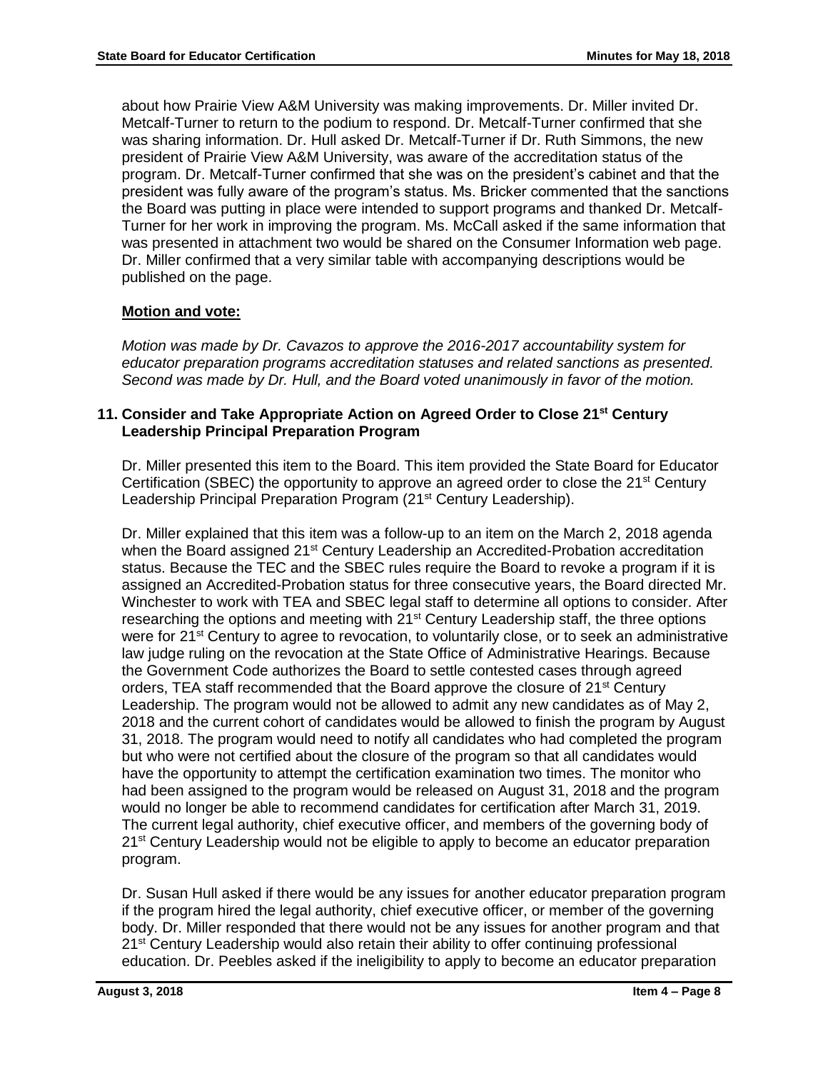about how Prairie View A&M University was making improvements. Dr. Miller invited Dr. Metcalf-Turner to return to the podium to respond. Dr. Metcalf-Turner confirmed that she was sharing information. Dr. Hull asked Dr. Metcalf-Turner if Dr. Ruth Simmons, the new president of Prairie View A&M University, was aware of the accreditation status of the program. Dr. Metcalf-Turner confirmed that she was on the president's cabinet and that the president was fully aware of the program's status. Ms. Bricker commented that the sanctions the Board was putting in place were intended to support programs and thanked Dr. Metcalf-Turner for her work in improving the program. Ms. McCall asked if the same information that was presented in attachment two would be shared on the Consumer Information web page. Dr. Miller confirmed that a very similar table with accompanying descriptions would be published on the page.

**Motion and vote:**

*Motion was made by Dr. Cavazos to approve the 2016-2017 accountability system for educator preparation programs accreditation statuses and related sanctions as presented. Second was made by Dr. Hull, and the Board voted unanimously in favor of the motion.*

### 11. Consider and Take Appropriate Action on Agreed Order to Close 21st Century Leadership Principal Preparation Program

Dr. Miller presented this item to the Board. This item provided the State Board for Educator Certification (SBEC) the opportunity to approve an agreed order to close the 21st Century Leadership Principal Preparation Program (21st Century Leadership).

Dr. Miller explained that this item was a follow-up to an item on the March 2, 2018 agenda when the Board assigned 21st Century Leadership an Accredited-Probation accreditation status. Because the TEC and the SBEC rules require the Board to revoke a program if it is assigned an Accredited-Probation status for three consecutive years, the Board directed Mr. Winchester to work with TEA and SBEC legal staff to determine all options to consider. After researching the options and meeting with 21st Century Leadership staff, the three options were for 21st Century to agree to revocation, to voluntarily close, or to seek an administrative law judge ruling on the revocation at the State Office of Administrative Hearings. Because the Government Code authorizes the Board to settle contested cases through agreed orders, TEA staff recommended that the Board approve the closure of 21st Century Leadership. The program would not be allowed to admit any new candidates as of May 2, 2018 and the current cohort of candidates would be allowed to finish the program by August 31, 2018. The program would need to notify all candidates who had completed the program but who were not certified about the closure of the program so that all candidates would have the opportunity to attempt the certification examination two times. The monitor who had been assigned to the program would be released on August 31, 2018 and the program would no longer be able to recommend candidates for certification after March 31, 2019. The current legal authority, chief executive officer, and members of the governing body of 21st Century Leadership would not be eligible to apply to become an educator preparation program.

Dr. Susan Hull asked if there would be any issues for another educator preparation program if the program hired the legal authority, chief executive officer, or member of the governing body. Dr. Miller responded that there would not be any issues for another program and that 21st Century Leadership would also retain their ability to offer continuing professional education. Dr. Peebles asked if the ineligibility to apply to become an educator preparation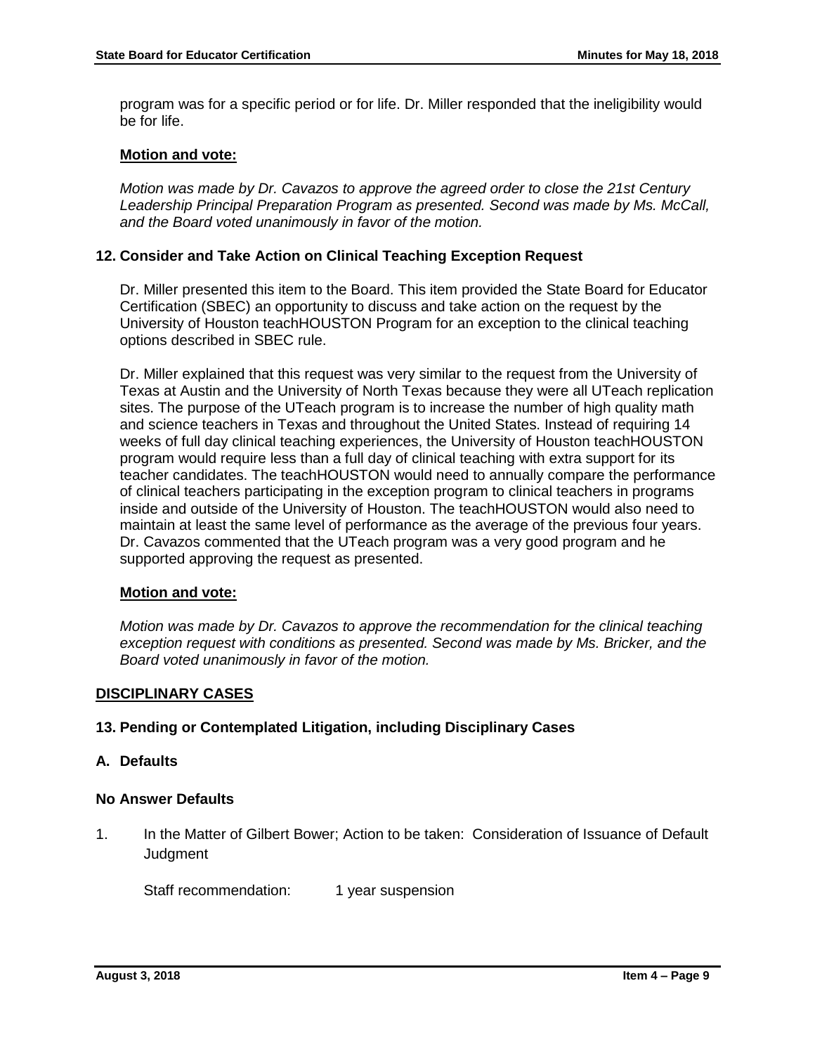program was for a specific period or for life. Dr. Miller responded that the ineligibility would be for life.

**Motion and vote:**

*Motion was made by Dr. Cavazos to approve the agreed order to close the 21st Century Leadership Principal Preparation Program as presented. Second was made by Ms. McCall, and the Board voted unanimously in favor of the motion.*

### 12. Consider and Take Action on Clinical Teaching Exception Request

Dr. Miller presented this item to the Board. This item provided the State Board for Educator Certification (SBEC) an opportunity to discuss and take action on the request by the University of Houston teachHOUSTON Program for an exception to the clinical teaching options described in SBEC rule.

Dr. Miller explained that this request was very similar to the request from the University of Texas at Austin and the University of North Texas because they were all UTeach replication sites. The purpose of the UTeach program is to increase the number of high quality math and science teachers in Texas and throughout the United States. Instead of requiring 14 weeks of full day clinical teaching experiences, the University of Houston teachHOUSTON program would require less than a full day of clinical teaching with extra support for its teacher candidates. The teachHOUSTON would need to annually compare the performance of clinical teachers participating in the exception program to clinical teachers in programs inside and outside of the University of Houston. The teachHOUSTON would also need to maintain at least the same level of performance as the average of the previous four years. Dr. Cavazos commented that the UTeach program was a very good program and he supported approving the request as presented.

**Motion and vote:**

*Motion was made by Dr. Cavazos to approve the recommendation for the clinical teaching exception request with conditions as presented. Second was made by Ms. Bricker, and the Board voted unanimously in favor of the motion.*

## DISCIPLINARY CASES

### 13. Pending or Contemplated Litigation, including Disciplinary Cases

### A. Defaults

### No Answer Defaults

1. In the Matter of Gilbert Bower; Action to be taken: Consideration of Issuance of Default Judgment

   Staff recommendation: 1 year suspension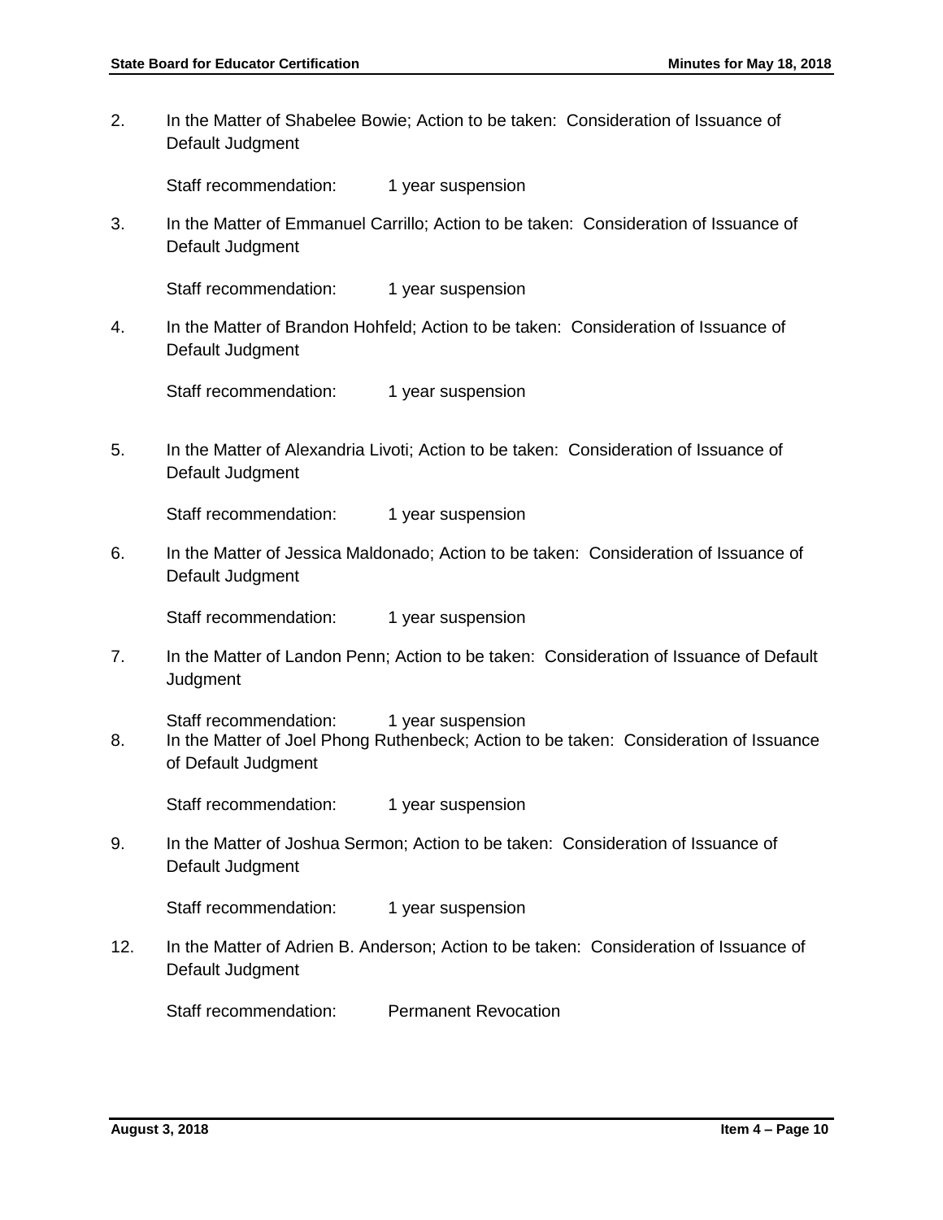2. In the Matter of Shabelee Bowie; Action to be taken: Consideration of Issuance of Default Judgment

   Staff recommendation: 1 year suspension

3. In the Matter of Emmanuel Carrillo; Action to be taken: Consideration of Issuance of Default Judgment

   Staff recommendation: 1 year suspension

4. In the Matter of Brandon Hohfeld; Action to be taken: Consideration of Issuance of Default Judgment

   Staff recommendation: 1 year suspension

5. In the Matter of Alexandria Livoti; Action to be taken: Consideration of Issuance of Default Judgment

   Staff recommendation: 1 year suspension

6. In the Matter of Jessica Maldonado; Action to be taken: Consideration of Issuance of Default Judgment

   Staff recommendation: 1 year suspension

7. In the Matter of Landon Penn; Action to be taken: Consideration of Issuance of Default Judgment

   Staff recommendation: 1 year suspension

8. In the Matter of Joel Phong Ruthenbeck; Action to be taken: Consideration of Issuance of Default Judgment

   Staff recommendation: 1 year suspension

9. In the Matter of Joshua Sermon; Action to be taken: Consideration of Issuance of Default Judgment

   Staff recommendation: 1 year suspension

12. In the Matter of Adrien B. Anderson; Action to be taken: Consideration of Issuance of Default Judgment

    Staff recommendation: Permanent Revocation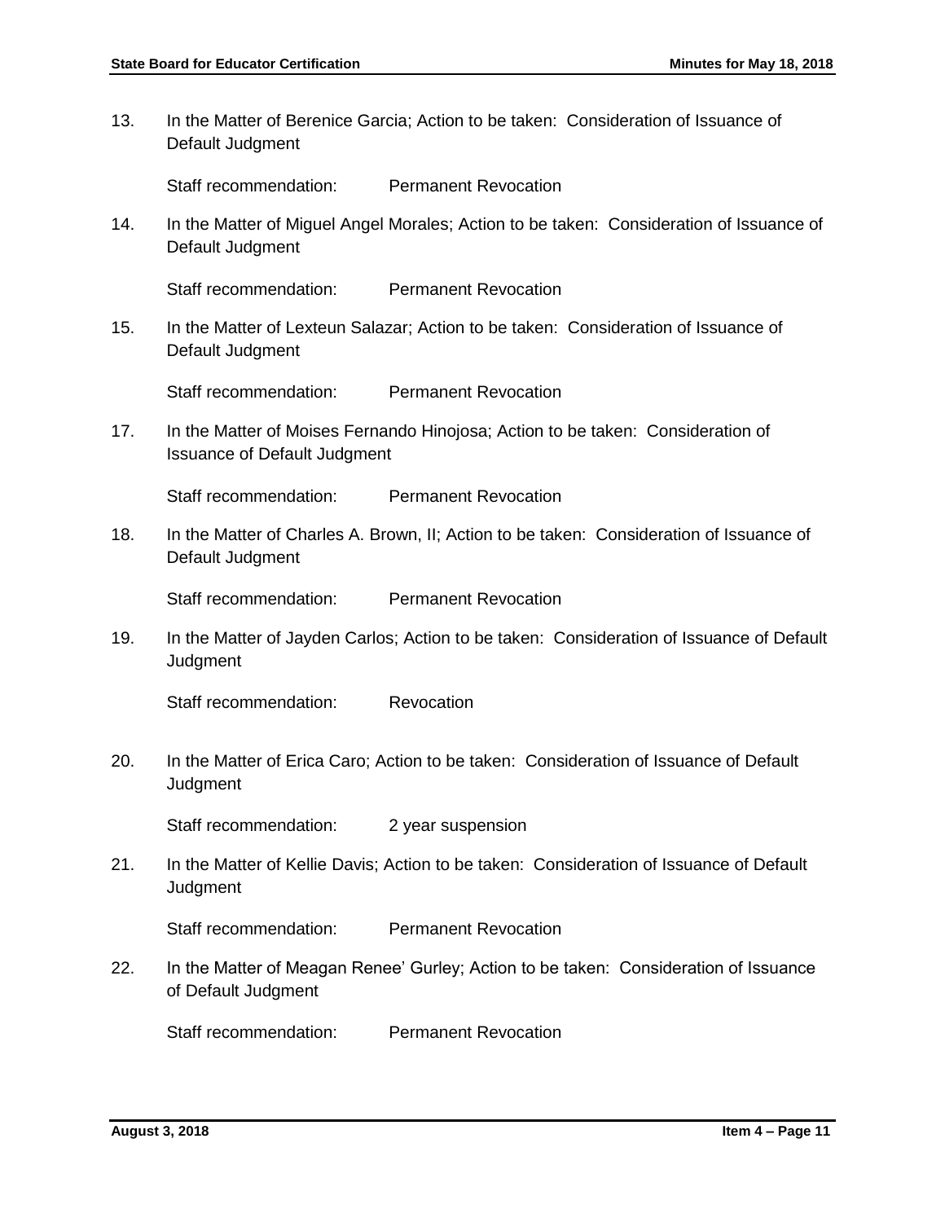13. In the Matter of Berenice Garcia; Action to be taken: Consideration of Issuance of Default Judgment

    Staff recommendation: Permanent Revocation

14. In the Matter of Miguel Angel Morales; Action to be taken: Consideration of Issuance of Default Judgment

    Staff recommendation: Permanent Revocation

15. In the Matter of Lexteun Salazar; Action to be taken: Consideration of Issuance of Default Judgment

    Staff recommendation: Permanent Revocation

17. In the Matter of Moises Fernando Hinojosa; Action to be taken: Consideration of Issuance of Default Judgment

    Staff recommendation: Permanent Revocation

18. In the Matter of Charles A. Brown, II; Action to be taken: Consideration of Issuance of Default Judgment

    Staff recommendation: Permanent Revocation

19. In the Matter of Jayden Carlos; Action to be taken: Consideration of Issuance of Default Judgment

    Staff recommendation: Revocation

20. In the Matter of Erica Caro; Action to be taken: Consideration of Issuance of Default Judgment

    Staff recommendation: 2 year suspension

21. In the Matter of Kellie Davis; Action to be taken: Consideration of Issuance of Default Judgment

    Staff recommendation: Permanent Revocation

22. In the Matter of Meagan Renee' Gurley; Action to be taken: Consideration of Issuance of Default Judgment

    Staff recommendation: Permanent Revocation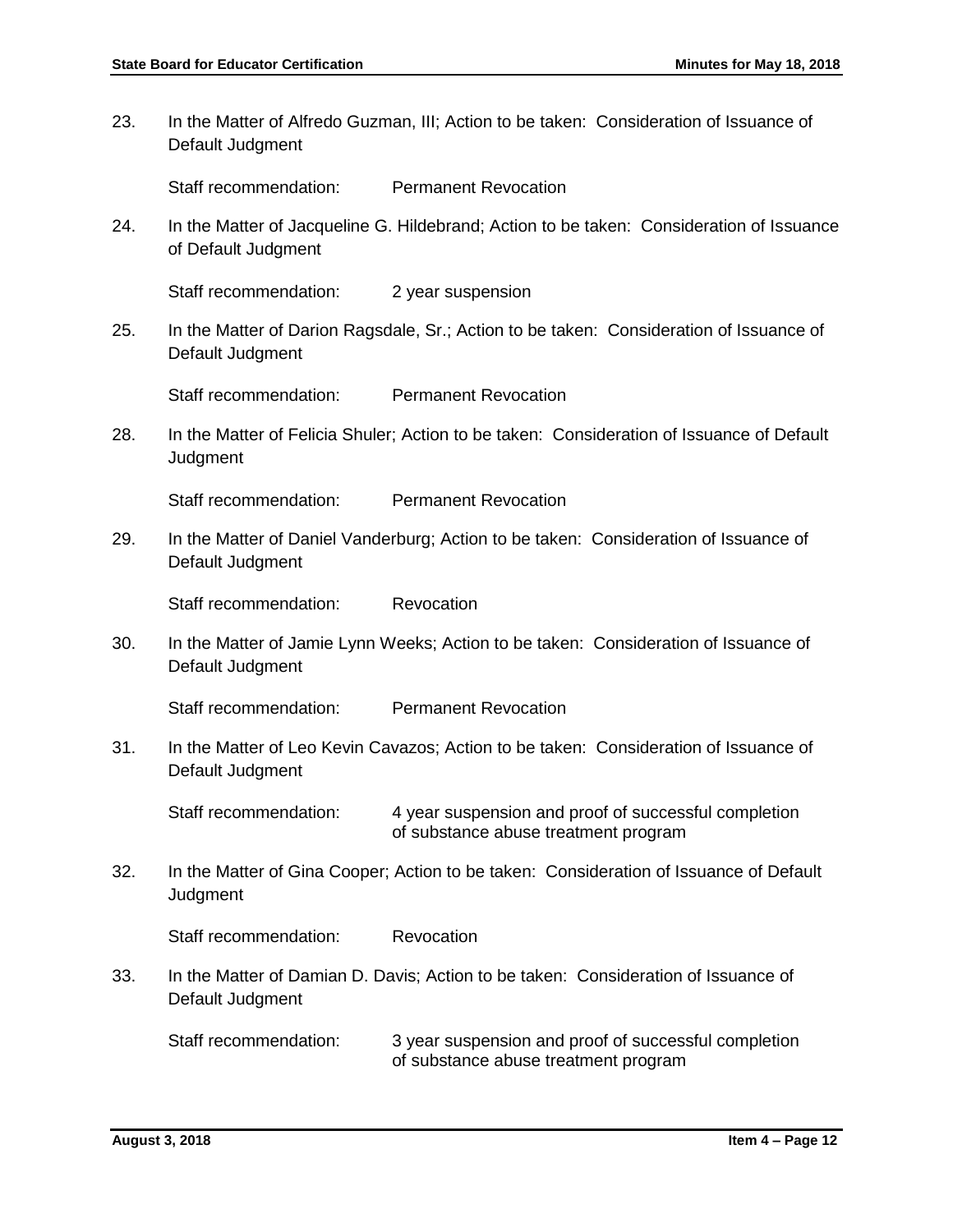23. In the Matter of Alfredo Guzman, III; Action to be taken: Consideration of Issuance of Default Judgment

    Staff recommendation: Permanent Revocation

24. In the Matter of Jacqueline G. Hildebrand; Action to be taken: Consideration of Issuance of Default Judgment

    Staff recommendation: 2 year suspension

25. In the Matter of Darion Ragsdale, Sr.; Action to be taken: Consideration of Issuance of Default Judgment

    Staff recommendation: Permanent Revocation

28. In the Matter of Felicia Shuler; Action to be taken: Consideration of Issuance of Default Judgment

    Staff recommendation: Permanent Revocation

29. In the Matter of Daniel Vanderburg; Action to be taken: Consideration of Issuance of Default Judgment

    Staff recommendation: Revocation

30. In the Matter of Jamie Lynn Weeks; Action to be taken: Consideration of Issuance of Default Judgment

    Staff recommendation: Permanent Revocation

31. In the Matter of Leo Kevin Cavazos; Action to be taken: Consideration of Issuance of Default Judgment

    Staff recommendation: 4 year suspension and proof of successful completion of substance abuse treatment program

32. In the Matter of Gina Cooper; Action to be taken: Consideration of Issuance of Default Judgment

    Staff recommendation: Revocation

33. In the Matter of Damian D. Davis; Action to be taken: Consideration of Issuance of Default Judgment

    Staff recommendation: 3 year suspension and proof of successful completion of substance abuse treatment program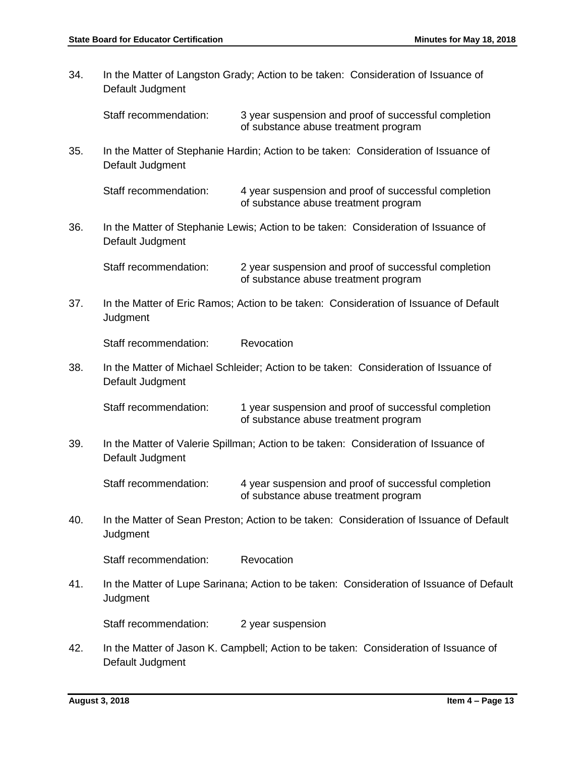34. In the Matter of Langston Grady; Action to be taken: Consideration of Issuance of Default Judgment

    Staff recommendation: 3 year suspension and proof of successful completion of substance abuse treatment program

35. In the Matter of Stephanie Hardin; Action to be taken: Consideration of Issuance of Default Judgment

    Staff recommendation: 4 year suspension and proof of successful completion of substance abuse treatment program

36. In the Matter of Stephanie Lewis; Action to be taken: Consideration of Issuance of Default Judgment

    Staff recommendation: 2 year suspension and proof of successful completion of substance abuse treatment program

37. In the Matter of Eric Ramos; Action to be taken: Consideration of Issuance of Default Judgment

    Staff recommendation: Revocation

38. In the Matter of Michael Schleider; Action to be taken: Consideration of Issuance of Default Judgment

    Staff recommendation: 1 year suspension and proof of successful completion of substance abuse treatment program

39. In the Matter of Valerie Spillman; Action to be taken: Consideration of Issuance of Default Judgment

    Staff recommendation: 4 year suspension and proof of successful completion of substance abuse treatment program

40. In the Matter of Sean Preston; Action to be taken: Consideration of Issuance of Default Judgment

    Staff recommendation: Revocation

41. In the Matter of Lupe Sarinana; Action to be taken: Consideration of Issuance of Default Judgment

    Staff recommendation: 2 year suspension

42. In the Matter of Jason K. Campbell; Action to be taken: Consideration of Issuance of Default Judgment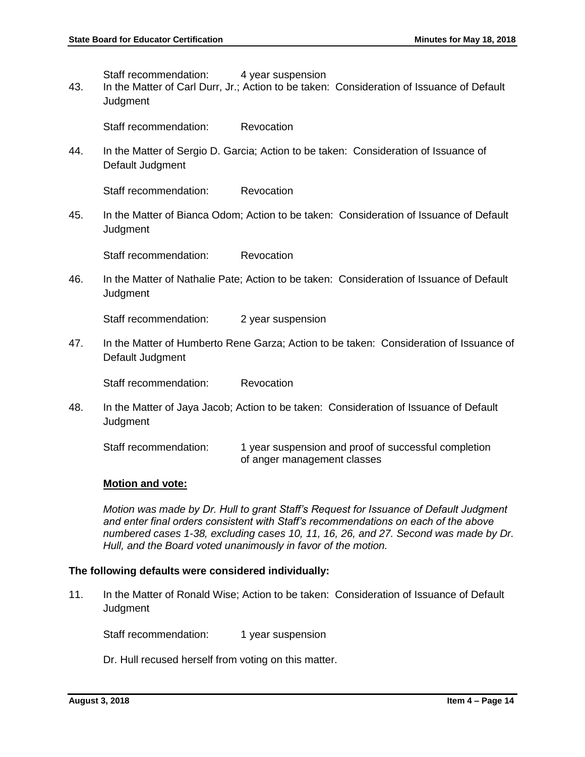Staff recommendation: 4 year suspension

43. In the Matter of Carl Durr, Jr.; Action to be taken: Consideration of Issuance of Default Judgment

    Staff recommendation: Revocation

44. In the Matter of Sergio D. Garcia; Action to be taken: Consideration of Issuance of Default Judgment

    Staff recommendation: Revocation

45. In the Matter of Bianca Odom; Action to be taken: Consideration of Issuance of Default Judgment

    Staff recommendation: Revocation

46. In the Matter of Nathalie Pate; Action to be taken: Consideration of Issuance of Default Judgment

    Staff recommendation: 2 year suspension

47. In the Matter of Humberto Rene Garza; Action to be taken: Consideration of Issuance of Default Judgment

    Staff recommendation: Revocation

48. In the Matter of Jaya Jacob; Action to be taken: Consideration of Issuance of Default Judgment

    Staff recommendation: 1 year suspension and proof of successful completion of anger management classes

**Motion and vote:**

*Motion was made by Dr. Hull to grant Staff's Request for Issuance of Default Judgment and enter final orders consistent with Staff's recommendations on each of the above numbered cases 1-38, excluding cases 10, 11, 16, 26, and 27. Second was made by Dr. Hull, and the Board voted unanimously in favor of the motion.*

**The following defaults were considered individually:**

11. In the Matter of Ronald Wise; Action to be taken: Consideration of Issuance of Default Judgment

    Staff recommendation: 1 year suspension

    Dr. Hull recused herself from voting on this matter.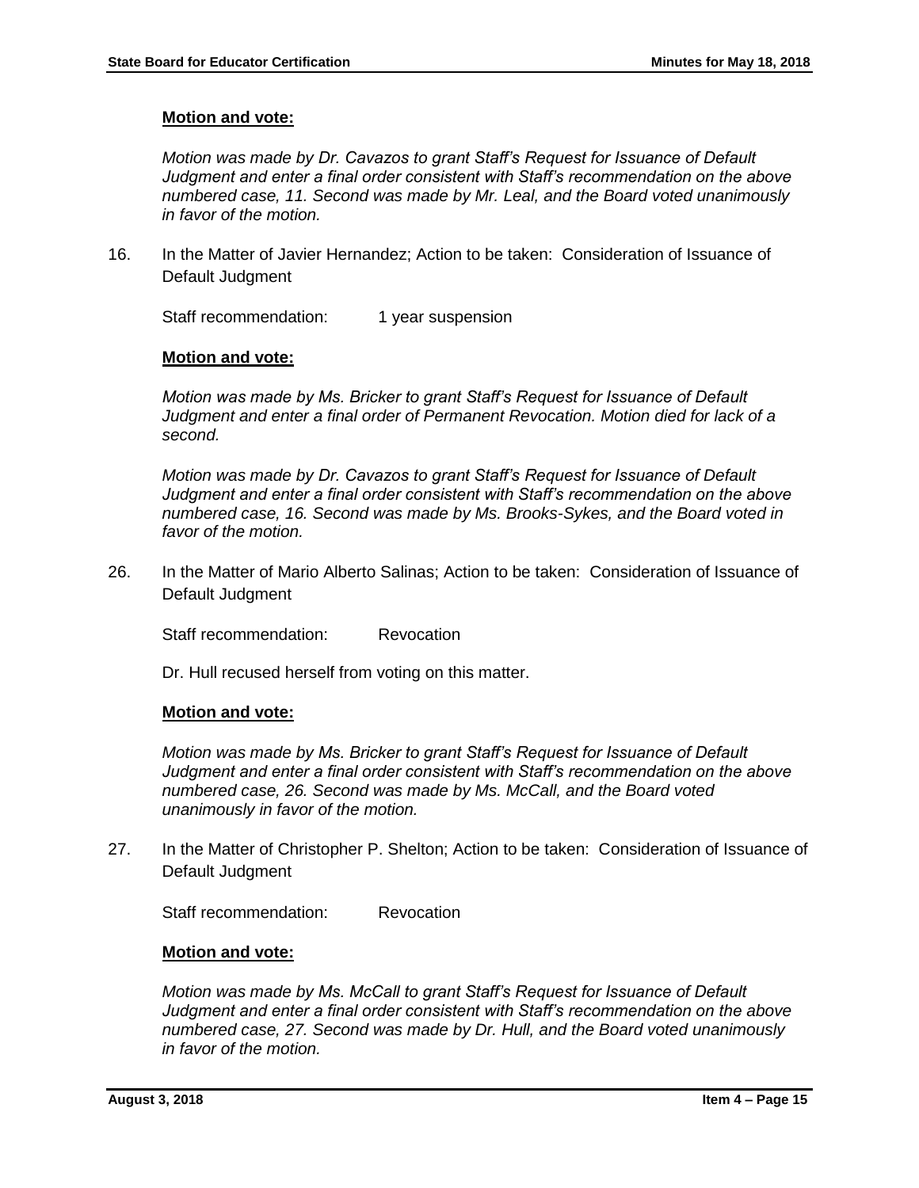**Motion and vote:**

*Motion was made by Dr. Cavazos to grant Staff's Request for Issuance of Default Judgment and enter a final order consistent with Staff's recommendation on the above numbered case, 11. Second was made by Mr. Leal, and the Board voted unanimously in favor of the motion.*

16. In the Matter of Javier Hernandez; Action to be taken: Consideration of Issuance of Default Judgment

    Staff recommendation: 1 year suspension

    **Motion and vote:**

    *Motion was made by Ms. Bricker to grant Staff's Request for Issuance of Default Judgment and enter a final order of Permanent Revocation. Motion died for lack of a second.*

    *Motion was made by Dr. Cavazos to grant Staff's Request for Issuance of Default Judgment and enter a final order consistent with Staff's recommendation on the above numbered case, 16. Second was made by Ms. Brooks-Sykes, and the Board voted in favor of the motion.*

26. In the Matter of Mario Alberto Salinas; Action to be taken: Consideration of Issuance of Default Judgment

    Staff recommendation: Revocation

    Dr. Hull recused herself from voting on this matter.

    **Motion and vote:**

    *Motion was made by Ms. Bricker to grant Staff's Request for Issuance of Default Judgment and enter a final order consistent with Staff's recommendation on the above numbered case, 26. Second was made by Ms. McCall, and the Board voted unanimously in favor of the motion.*

27. In the Matter of Christopher P. Shelton; Action to be taken: Consideration of Issuance of Default Judgment

    Staff recommendation: Revocation

    **Motion and vote:**

    *Motion was made by Ms. McCall to grant Staff's Request for Issuance of Default Judgment and enter a final order consistent with Staff's recommendation on the above numbered case, 27. Second was made by Dr. Hull, and the Board voted unanimously in favor of the motion.*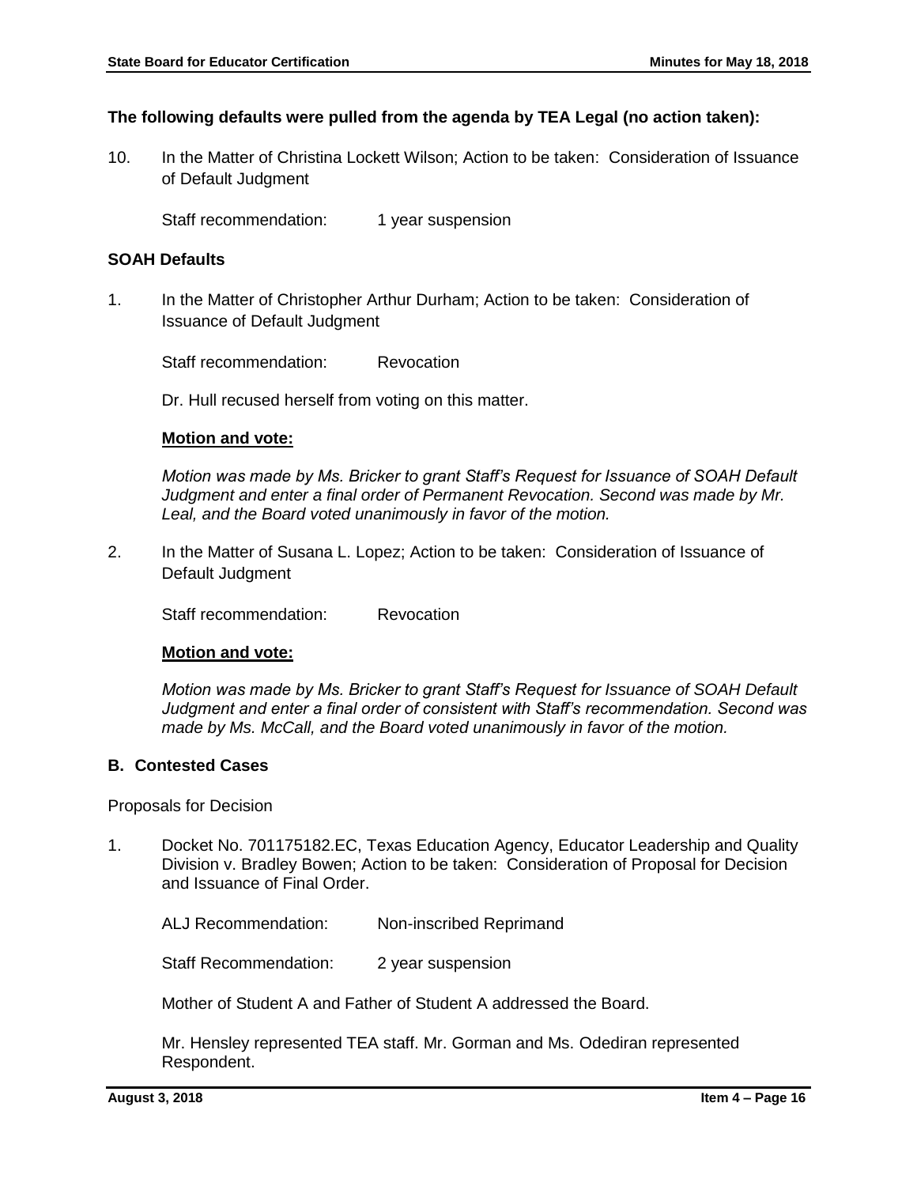**The following defaults were pulled from the agenda by TEA Legal (no action taken):**

10. In the Matter of Christina Lockett Wilson; Action to be taken: Consideration of Issuance of Default Judgment

    Staff recommendation: 1 year suspension

**SOAH Defaults**

1. In the Matter of Christopher Arthur Durham; Action to be taken: Consideration of Issuance of Default Judgment

   Staff recommendation: Revocation

   Dr. Hull recused herself from voting on this matter.

   **Motion and vote:**

   *Motion was made by Ms. Bricker to grant Staff's Request for Issuance of SOAH Default Judgment and enter a final order of Permanent Revocation. Second was made by Mr. Leal, and the Board voted unanimously in favor of the motion.*

2. In the Matter of Susana L. Lopez; Action to be taken: Consideration of Issuance of Default Judgment

   Staff recommendation: Revocation

   **Motion and vote:**

   *Motion was made by Ms. Bricker to grant Staff's Request for Issuance of SOAH Default Judgment and enter a final order of consistent with Staff's recommendation. Second was made by Ms. McCall, and the Board voted unanimously in favor of the motion.*

**B. Contested Cases**

Proposals for Decision

1. Docket No. 701175182.EC, Texas Education Agency, Educator Leadership and Quality Division v. Bradley Bowen; Action to be taken: Consideration of Proposal for Decision and Issuance of Final Order.

   ALJ Recommendation: Non-inscribed Reprimand

   Staff Recommendation: 2 year suspension

   Mother of Student A and Father of Student A addressed the Board.

   Mr. Hensley represented TEA staff. Mr. Gorman and Ms. Odediran represented Respondent.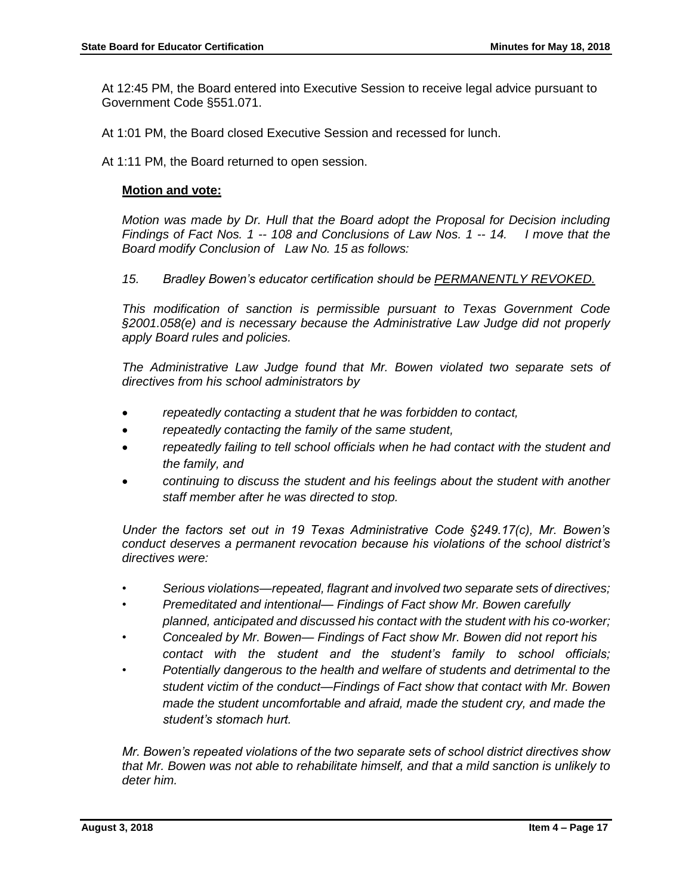At 12:45 PM, the Board entered into Executive Session to receive legal advice pursuant to Government Code §551.071.

At 1:01 PM, the Board closed Executive Session and recessed for lunch.

At 1:11 PM, the Board returned to open session.

**Motion and vote:**

*Motion was made by Dr. Hull that the Board adopt the Proposal for Decision including Findings of Fact Nos. 1 -- 108 and Conclusions of Law Nos. 1 -- 14. I move that the Board modify Conclusion of Law No. 15 as follows:*

*15. Bradley Bowen's educator certification should be PERMANENTLY REVOKED.*

*This modification of sanction is permissible pursuant to Texas Government Code §2001.058(e) and is necessary because the Administrative Law Judge did not properly apply Board rules and policies.*

*The Administrative Law Judge found that Mr. Bowen violated two separate sets of directives from his school administrators by*

- *repeatedly contacting a student that he was forbidden to contact,*
- *repeatedly contacting the family of the same student,*
- *repeatedly failing to tell school officials when he had contact with the student and the family, and*
- *continuing to discuss the student and his feelings about the student with another staff member after he was directed to stop.*

*Under the factors set out in 19 Texas Administrative Code §249.17(c), Mr. Bowen's conduct deserves a permanent revocation because his violations of the school district's directives were:*

- *Serious violations—repeated, flagrant and involved two separate sets of directives;*
- *Premeditated and intentional— Findings of Fact show Mr. Bowen carefully planned, anticipated and discussed his contact with the student with his co-worker;*
- *Concealed by Mr. Bowen— Findings of Fact show Mr. Bowen did not report his contact with the student and the student's family to school officials;*
- *Potentially dangerous to the health and welfare of students and detrimental to the student victim of the conduct—Findings of Fact show that contact with Mr. Bowen made the student uncomfortable and afraid, made the student cry, and made the student's stomach hurt.*

*Mr. Bowen's repeated violations of the two separate sets of school district directives show that Mr. Bowen was not able to rehabilitate himself, and that a mild sanction is unlikely to deter him.*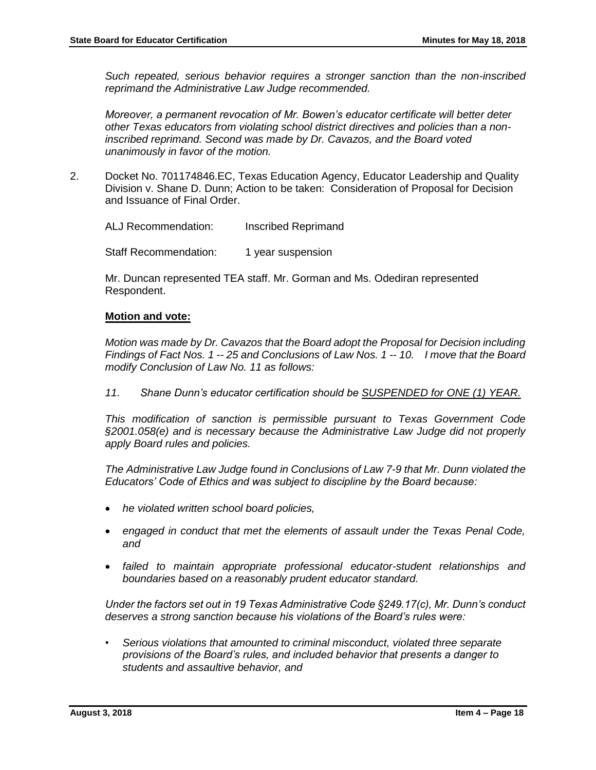*Such repeated, serious behavior requires a stronger sanction than the non-inscribed reprimand the Administrative Law Judge recommended.*

*Moreover, a permanent revocation of Mr. Bowen's educator certificate will better deter other Texas educators from violating school district directives and policies than a non-inscribed reprimand. Second was made by Dr. Cavazos, and the Board voted unanimously in favor of the motion.*

2. Docket No. 701174846.EC, Texas Education Agency, Educator Leadership and Quality Division v. Shane D. Dunn; Action to be taken: Consideration of Proposal for Decision and Issuance of Final Order.

   ALJ Recommendation: Inscribed Reprimand

   Staff Recommendation: 1 year suspension

   Mr. Duncan represented TEA staff. Mr. Gorman and Ms. Odediran represented Respondent.

   **Motion and vote:**

   *Motion was made by Dr. Cavazos that the Board adopt the Proposal for Decision including Findings of Fact Nos. 1 -- 25 and Conclusions of Law Nos. 1 -- 10. I move that the Board modify Conclusion of Law No. 11 as follows:*

   *11. Shane Dunn's educator certification should be SUSPENDED for ONE (1) YEAR.*

   *This modification of sanction is permissible pursuant to Texas Government Code §2001.058(e) and is necessary because the Administrative Law Judge did not properly apply Board rules and policies.*

   *The Administrative Law Judge found in Conclusions of Law 7-9 that Mr. Dunn violated the Educators' Code of Ethics and was subject to discipline by the Board because:*

   - *he violated written school board policies,*
   - *engaged in conduct that met the elements of assault under the Texas Penal Code, and*
   - *failed to maintain appropriate professional educator-student relationships and boundaries based on a reasonably prudent educator standard.*

   *Under the factors set out in 19 Texas Administrative Code §249.17(c), Mr. Dunn's conduct deserves a strong sanction because his violations of the Board's rules were:*

   - *Serious violations that amounted to criminal misconduct, violated three separate provisions of the Board's rules, and included behavior that presents a danger to students and assaultive behavior, and*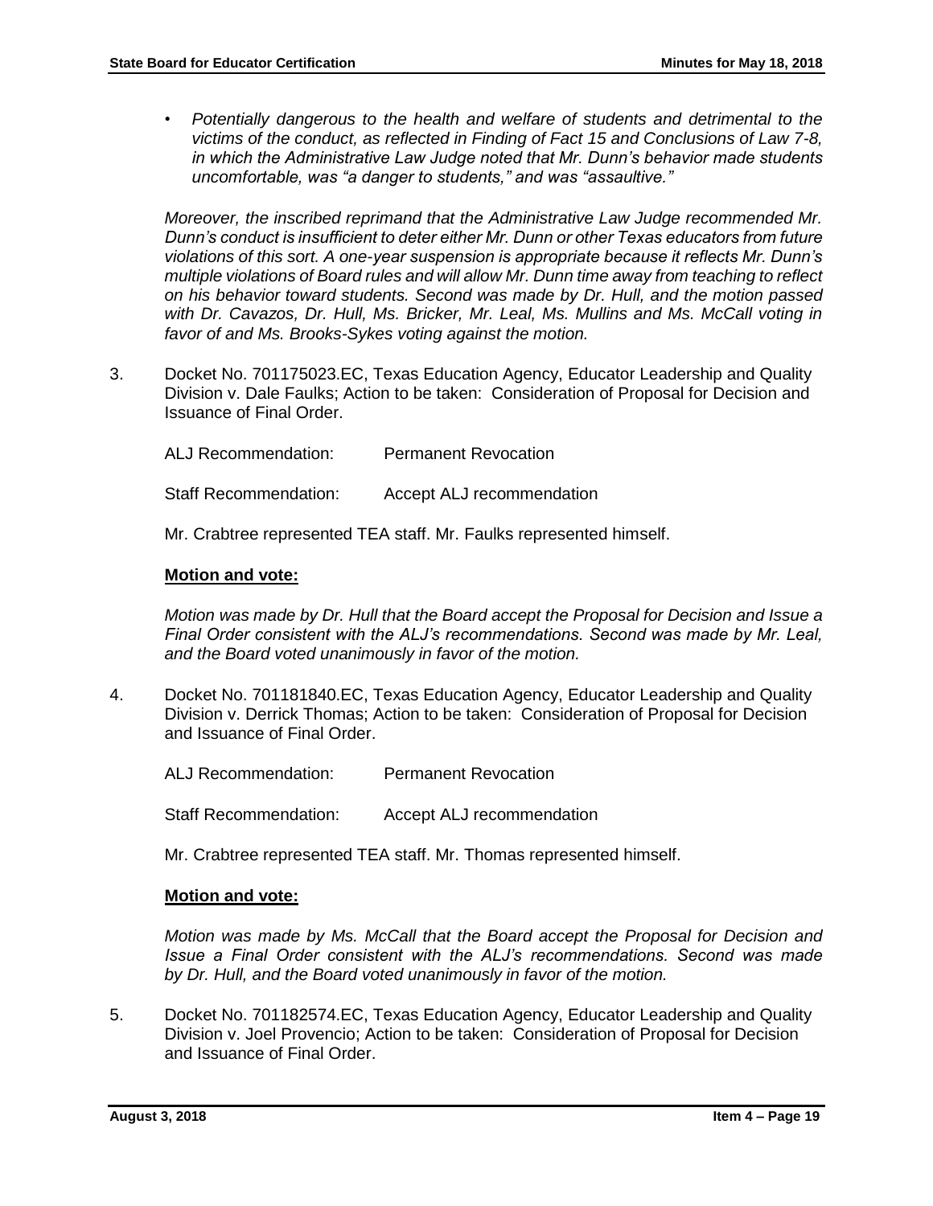- *Potentially dangerous to the health and welfare of students and detrimental to the victims of the conduct, as reflected in Finding of Fact 15 and Conclusions of Law 7-8, in which the Administrative Law Judge noted that Mr. Dunn's behavior made students uncomfortable, was "a danger to students," and was "assaultive."*

*Moreover, the inscribed reprimand that the Administrative Law Judge recommended Mr. Dunn's conduct is insufficient to deter either Mr. Dunn or other Texas educators from future violations of this sort. A one-year suspension is appropriate because it reflects Mr. Dunn's multiple violations of Board rules and will allow Mr. Dunn time away from teaching to reflect on his behavior toward students. Second was made by Dr. Hull, and the motion passed with Dr. Cavazos, Dr. Hull, Ms. Bricker, Mr. Leal, Ms. Mullins and Ms. McCall voting in favor of and Ms. Brooks-Sykes voting against the motion.*

3. Docket No. 701175023.EC, Texas Education Agency, Educator Leadership and Quality Division v. Dale Faulks; Action to be taken: Consideration of Proposal for Decision and Issuance of Final Order.

   ALJ Recommendation: Permanent Revocation

   Staff Recommendation: Accept ALJ recommendation

   Mr. Crabtree represented TEA staff. Mr. Faulks represented himself.

   **Motion and vote:**

   *Motion was made by Dr. Hull that the Board accept the Proposal for Decision and Issue a Final Order consistent with the ALJ's recommendations. Second was made by Mr. Leal, and the Board voted unanimously in favor of the motion.*

4. Docket No. 701181840.EC, Texas Education Agency, Educator Leadership and Quality Division v. Derrick Thomas; Action to be taken: Consideration of Proposal for Decision and Issuance of Final Order.

   ALJ Recommendation: Permanent Revocation

   Staff Recommendation: Accept ALJ recommendation

   Mr. Crabtree represented TEA staff. Mr. Thomas represented himself.

   **Motion and vote:**

   *Motion was made by Ms. McCall that the Board accept the Proposal for Decision and Issue a Final Order consistent with the ALJ's recommendations. Second was made by Dr. Hull, and the Board voted unanimously in favor of the motion.*

5. Docket No. 701182574.EC, Texas Education Agency, Educator Leadership and Quality Division v. Joel Provencio; Action to be taken: Consideration of Proposal for Decision and Issuance of Final Order.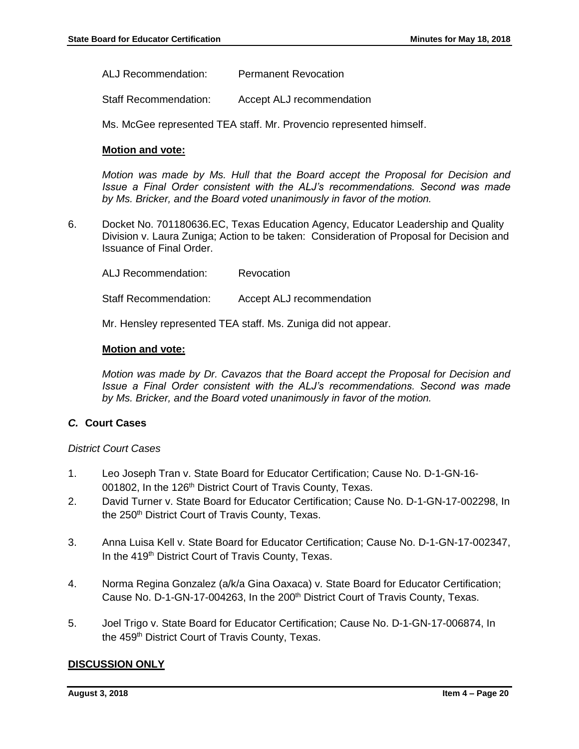ALJ Recommendation: Permanent Revocation

Staff Recommendation: Accept ALJ recommendation

Ms. McGee represented TEA staff. Mr. Provencio represented himself.

**Motion and vote:**

*Motion was made by Ms. Hull that the Board accept the Proposal for Decision and Issue a Final Order consistent with the ALJ's recommendations. Second was made by Ms. Bricker, and the Board voted unanimously in favor of the motion.*

6. Docket No. 701180636.EC, Texas Education Agency, Educator Leadership and Quality Division v. Laura Zuniga; Action to be taken: Consideration of Proposal for Decision and Issuance of Final Order.

   ALJ Recommendation: Revocation

   Staff Recommendation: Accept ALJ recommendation

   Mr. Hensley represented TEA staff. Ms. Zuniga did not appear.

   **Motion and vote:**

   *Motion was made by Dr. Cavazos that the Board accept the Proposal for Decision and Issue a Final Order consistent with the ALJ's recommendations. Second was made by Ms. Bricker, and the Board voted unanimously in favor of the motion.*

### *C.* Court Cases

*District Court Cases*

1. Leo Joseph Tran v. State Board for Educator Certification; Cause No. D-1-GN-16-001802, In the 126th District Court of Travis County, Texas.
2. David Turner v. State Board for Educator Certification; Cause No. D-1-GN-17-002298, In the 250th District Court of Travis County, Texas.
3. Anna Luisa Kell v. State Board for Educator Certification; Cause No. D-1-GN-17-002347, In the 419th District Court of Travis County, Texas.
4. Norma Regina Gonzalez (a/k/a Gina Oaxaca) v. State Board for Educator Certification; Cause No. D-1-GN-17-004263, In the 200th District Court of Travis County, Texas.
5. Joel Trigo v. State Board for Educator Certification; Cause No. D-1-GN-17-006874, In the 459th District Court of Travis County, Texas.

**DISCUSSION ONLY**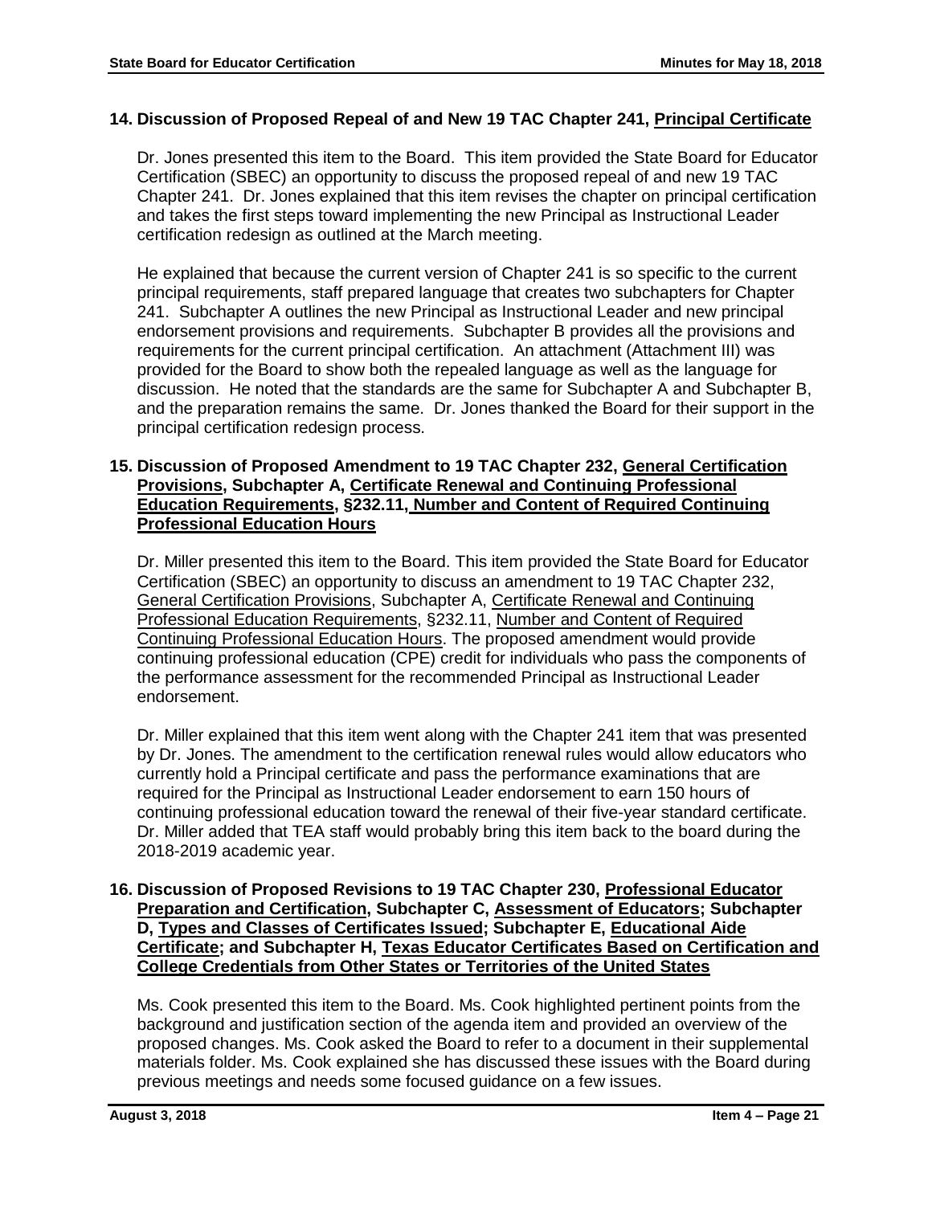### 14. Discussion of Proposed Repeal of and New 19 TAC Chapter 241, Principal Certificate

Dr. Jones presented this item to the Board. This item provided the State Board for Educator Certification (SBEC) an opportunity to discuss the proposed repeal of and new 19 TAC Chapter 241. Dr. Jones explained that this item revises the chapter on principal certification and takes the first steps toward implementing the new Principal as Instructional Leader certification redesign as outlined at the March meeting.

He explained that because the current version of Chapter 241 is so specific to the current principal requirements, staff prepared language that creates two subchapters for Chapter 241. Subchapter A outlines the new Principal as Instructional Leader and new principal endorsement provisions and requirements. Subchapter B provides all the provisions and requirements for the current principal certification. An attachment (Attachment III) was provided for the Board to show both the repealed language as well as the language for discussion. He noted that the standards are the same for Subchapter A and Subchapter B, and the preparation remains the same. Dr. Jones thanked the Board for their support in the principal certification redesign process.

### 15. Discussion of Proposed Amendment to 19 TAC Chapter 232, General Certification Provisions, Subchapter A, Certificate Renewal and Continuing Professional Education Requirements, §232.11, Number and Content of Required Continuing Professional Education Hours

Dr. Miller presented this item to the Board. This item provided the State Board for Educator Certification (SBEC) an opportunity to discuss an amendment to 19 TAC Chapter 232, General Certification Provisions, Subchapter A, Certificate Renewal and Continuing Professional Education Requirements, §232.11, Number and Content of Required Continuing Professional Education Hours. The proposed amendment would provide continuing professional education (CPE) credit for individuals who pass the components of the performance assessment for the recommended Principal as Instructional Leader endorsement.

Dr. Miller explained that this item went along with the Chapter 241 item that was presented by Dr. Jones. The amendment to the certification renewal rules would allow educators who currently hold a Principal certificate and pass the performance examinations that are required for the Principal as Instructional Leader endorsement to earn 150 hours of continuing professional education toward the renewal of their five-year standard certificate. Dr. Miller added that TEA staff would probably bring this item back to the board during the 2018-2019 academic year.

### 16. Discussion of Proposed Revisions to 19 TAC Chapter 230, Professional Educator Preparation and Certification, Subchapter C, Assessment of Educators; Subchapter D, Types and Classes of Certificates Issued; Subchapter E, Educational Aide Certificate; and Subchapter H, Texas Educator Certificates Based on Certification and College Credentials from Other States or Territories of the United States

Ms. Cook presented this item to the Board. Ms. Cook highlighted pertinent points from the background and justification section of the agenda item and provided an overview of the proposed changes. Ms. Cook asked the Board to refer to a document in their supplemental materials folder. Ms. Cook explained she has discussed these issues with the Board during previous meetings and needs some focused guidance on a few issues.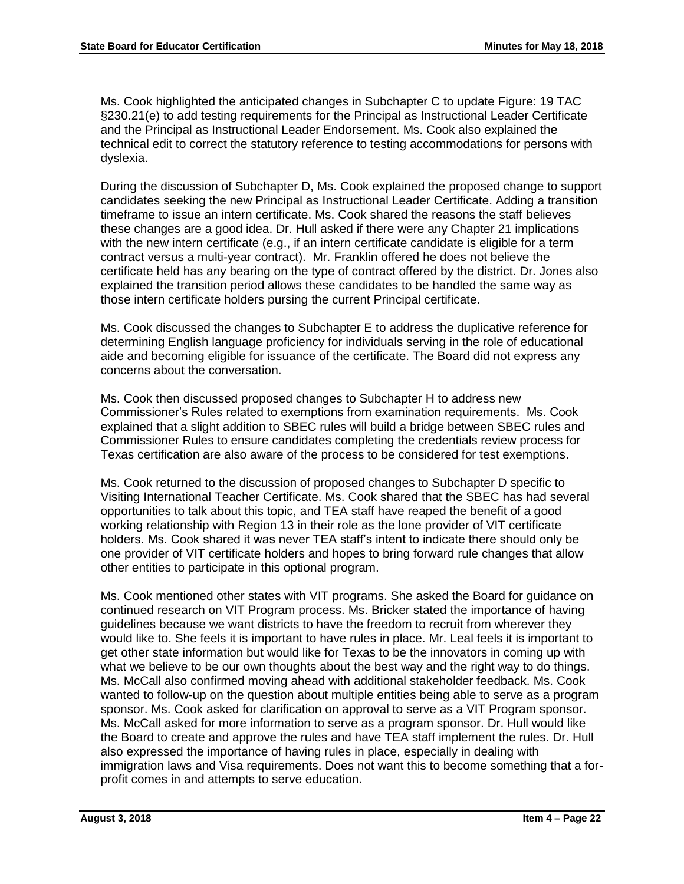Ms. Cook highlighted the anticipated changes in Subchapter C to update Figure: 19 TAC §230.21(e) to add testing requirements for the Principal as Instructional Leader Certificate and the Principal as Instructional Leader Endorsement. Ms. Cook also explained the technical edit to correct the statutory reference to testing accommodations for persons with dyslexia.

During the discussion of Subchapter D, Ms. Cook explained the proposed change to support candidates seeking the new Principal as Instructional Leader Certificate. Adding a transition timeframe to issue an intern certificate. Ms. Cook shared the reasons the staff believes these changes are a good idea. Dr. Hull asked if there were any Chapter 21 implications with the new intern certificate (e.g., if an intern certificate candidate is eligible for a term contract versus a multi-year contract). Mr. Franklin offered he does not believe the certificate held has any bearing on the type of contract offered by the district. Dr. Jones also explained the transition period allows these candidates to be handled the same way as those intern certificate holders pursing the current Principal certificate.

Ms. Cook discussed the changes to Subchapter E to address the duplicative reference for determining English language proficiency for individuals serving in the role of educational aide and becoming eligible for issuance of the certificate. The Board did not express any concerns about the conversation.

Ms. Cook then discussed proposed changes to Subchapter H to address new Commissioner's Rules related to exemptions from examination requirements. Ms. Cook explained that a slight addition to SBEC rules will build a bridge between SBEC rules and Commissioner Rules to ensure candidates completing the credentials review process for Texas certification are also aware of the process to be considered for test exemptions.

Ms. Cook returned to the discussion of proposed changes to Subchapter D specific to Visiting International Teacher Certificate. Ms. Cook shared that the SBEC has had several opportunities to talk about this topic, and TEA staff have reaped the benefit of a good working relationship with Region 13 in their role as the lone provider of VIT certificate holders. Ms. Cook shared it was never TEA staff's intent to indicate there should only be one provider of VIT certificate holders and hopes to bring forward rule changes that allow other entities to participate in this optional program.

Ms. Cook mentioned other states with VIT programs. She asked the Board for guidance on continued research on VIT Program process. Ms. Bricker stated the importance of having guidelines because we want districts to have the freedom to recruit from wherever they would like to. She feels it is important to have rules in place. Mr. Leal feels it is important to get other state information but would like for Texas to be the innovators in coming up with what we believe to be our own thoughts about the best way and the right way to do things. Ms. McCall also confirmed moving ahead with additional stakeholder feedback. Ms. Cook wanted to follow-up on the question about multiple entities being able to serve as a program sponsor. Ms. Cook asked for clarification on approval to serve as a VIT Program sponsor. Ms. McCall asked for more information to serve as a program sponsor. Dr. Hull would like the Board to create and approve the rules and have TEA staff implement the rules. Dr. Hull also expressed the importance of having rules in place, especially in dealing with immigration laws and Visa requirements. Does not want this to become something that a for-profit comes in and attempts to serve education.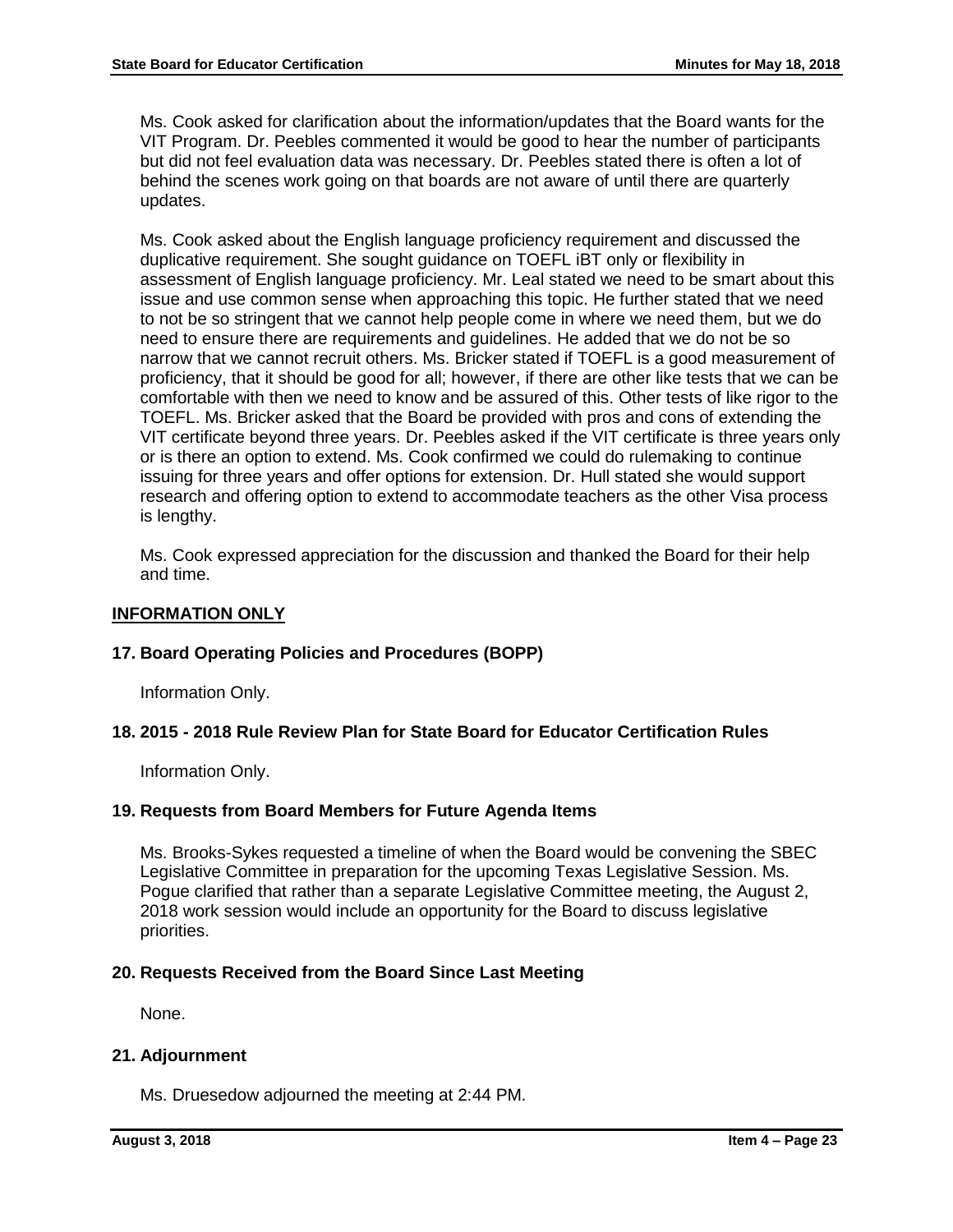Ms. Cook asked for clarification about the information/updates that the Board wants for the VIT Program. Dr. Peebles commented it would be good to hear the number of participants but did not feel evaluation data was necessary. Dr. Peebles stated there is often a lot of behind the scenes work going on that boards are not aware of until there are quarterly updates.

Ms. Cook asked about the English language proficiency requirement and discussed the duplicative requirement. She sought guidance on TOEFL iBT only or flexibility in assessment of English language proficiency. Mr. Leal stated we need to be smart about this issue and use common sense when approaching this topic. He further stated that we need to not be so stringent that we cannot help people come in where we need them, but we do need to ensure there are requirements and guidelines. He added that we do not be so narrow that we cannot recruit others. Ms. Bricker stated if TOEFL is a good measurement of proficiency, that it should be good for all; however, if there are other like tests that we can be comfortable with then we need to know and be assured of this. Other tests of like rigor to the TOEFL. Ms. Bricker asked that the Board be provided with pros and cons of extending the VIT certificate beyond three years. Dr. Peebles asked if the VIT certificate is three years only or is there an option to extend. Ms. Cook confirmed we could do rulemaking to continue issuing for three years and offer options for extension. Dr. Hull stated she would support research and offering option to extend to accommodate teachers as the other Visa process is lengthy.

Ms. Cook expressed appreciation for the discussion and thanked the Board for their help and time.

## INFORMATION ONLY

### 17. Board Operating Policies and Procedures (BOPP)

Information Only.

### 18. 2015 - 2018 Rule Review Plan for State Board for Educator Certification Rules

Information Only.

### 19. Requests from Board Members for Future Agenda Items

Ms. Brooks-Sykes requested a timeline of when the Board would be convening the SBEC Legislative Committee in preparation for the upcoming Texas Legislative Session. Ms. Pogue clarified that rather than a separate Legislative Committee meeting, the August 2, 2018 work session would include an opportunity for the Board to discuss legislative priorities.

### 20. Requests Received from the Board Since Last Meeting

None.

### 21. Adjournment

Ms. Druesedow adjourned the meeting at 2:44 PM.